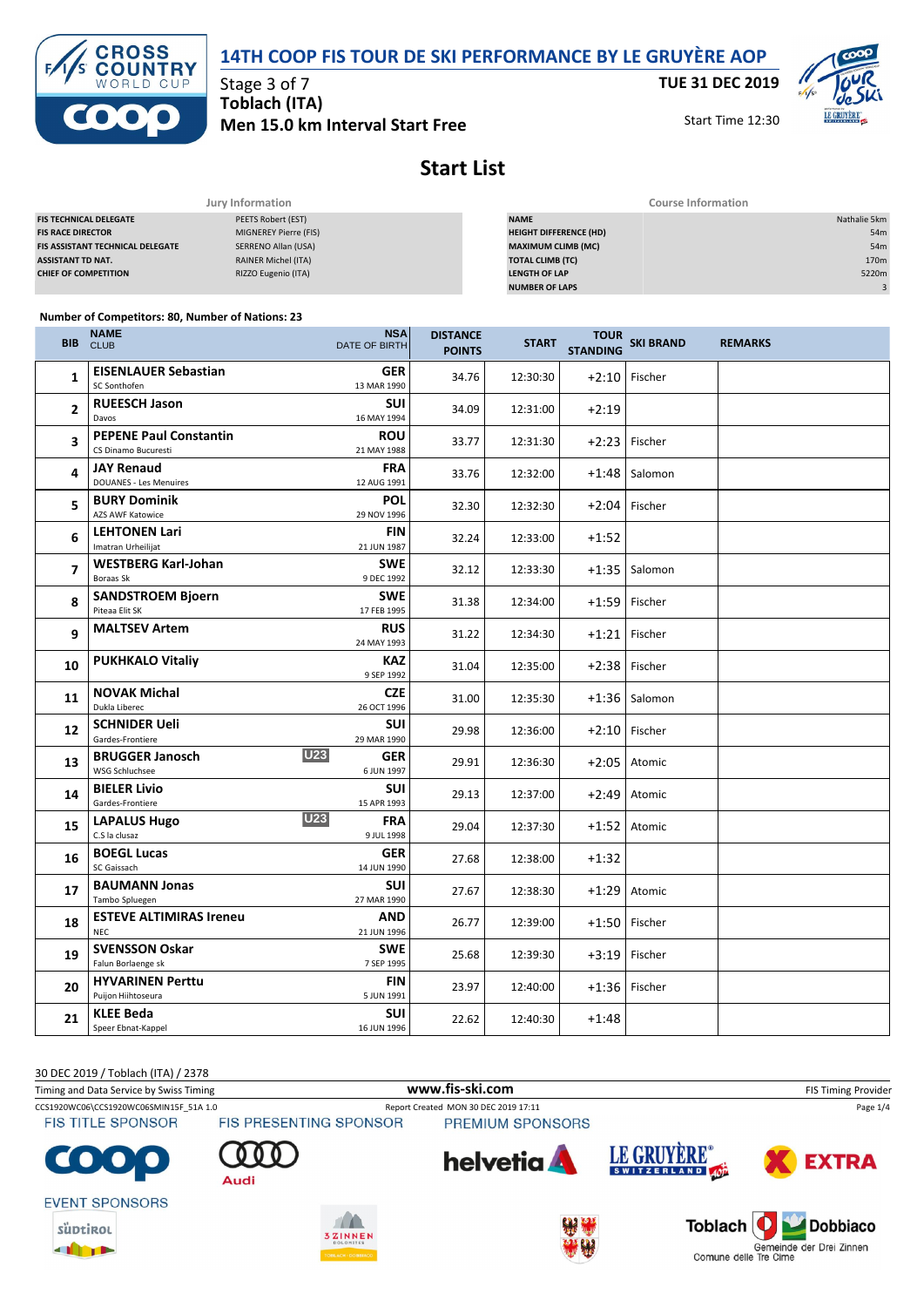# 14TH COOP FIS TOUR DE SKI PERFORMANCE BY LE GRUYÈRE AOP

Stage 3 of 7
**Toblach (ITA)**
**Men 15.0 km Interval Start Free**

**TUE 31 DEC 2019**
Start Time 12:30

## Start List

| Jury Information | |
|---|---|
| **FIS TECHNICAL DELEGATE** | PEETS Robert (EST) |
| **FIS RACE DIRECTOR** | MIGNEREY Pierre (FIS) |
| **FIS ASSISTANT TECHNICAL DELEGATE** | SERRENO Allan (USA) |
| **ASSISTANT TD NAT.** | RAINER Michel (ITA) |
| **CHIEF OF COMPETITION** | RIZZO Eugenio (ITA) |

| Course Information | |
|---|---|
| **NAME** | Nathalie 5km |
| **HEIGHT DIFFERENCE (HD)** | 54m |
| **MAXIMUM CLIMB (MC)** | 54m |
| **TOTAL CLIMB (TC)** | 170m |
| **LENGTH OF LAP** | 5220m |
| **NUMBER OF LAPS** | 3 |

**Number of Competitors: 80, Number of Nations: 23**

| BIB | NAME / CLUB | | NSA / DATE OF BIRTH | DISTANCE POINTS | START | TOUR STANDING | SKI BRAND | REMARKS |
|---|---|---|---|---|---|---|---|---|
| 1 | **EISENLAUER Sebastian** SC Sonthofen | | **GER** 13 MAR 1990 | 34.76 | 12:30:30 | +2:10 | Fischer | |
| 2 | **RUEESCH Jason** Davos | | **SUI** 16 MAY 1994 | 34.09 | 12:31:00 | +2:19 | | |
| 3 | **PEPENE Paul Constantin** CS Dinamo Bucuresti | | **ROU** 21 MAY 1988 | 33.77 | 12:31:30 | +2:23 | Fischer | |
| 4 | **JAY Renaud** DOUANES - Les Menuires | | **FRA** 12 AUG 1991 | 33.76 | 12:32:00 | +1:48 | Salomon | |
| 5 | **BURY Dominik** AZS AWF Katowice | | **POL** 29 NOV 1996 | 32.30 | 12:32:30 | +2:04 | Fischer | |
| 6 | **LEHTONEN Lari** Imatran Urheilijat | | **FIN** 21 JUN 1987 | 32.24 | 12:33:00 | +1:52 | | |
| 7 | **WESTBERG Karl-Johan** Boraas Sk | | **SWE** 9 DEC 1992 | 32.12 | 12:33:30 | +1:35 | Salomon | |
| 8 | **SANDSTROEM Bjoern** Piteaa Elit SK | | **SWE** 17 FEB 1995 | 31.38 | 12:34:00 | +1:59 | Fischer | |
| 9 | **MALTSEV Artem** | | **RUS** 24 MAY 1993 | 31.22 | 12:34:30 | +1:21 | Fischer | |
| 10 | **PUKHKALO Vitaliy** | | **KAZ** 9 SEP 1992 | 31.04 | 12:35:00 | +2:38 | Fischer | |
| 11 | **NOVAK Michal** Dukla Liberec | | **CZE** 26 OCT 1996 | 31.00 | 12:35:30 | +1:36 | Salomon | |
| 12 | **SCHNIDER Ueli** Gardes-Frontiere | | **SUI** 29 MAR 1990 | 29.98 | 12:36:00 | +2:10 | Fischer | |
| 13 | **BRUGGER Janosch** WSG Schluchsee | U23 | **GER** 6 JUN 1997 | 29.91 | 12:36:30 | +2:05 | Atomic | |
| 14 | **BIELER Livio** Gardes-Frontiere | | **SUI** 15 APR 1993 | 29.13 | 12:37:00 | +2:49 | Atomic | |
| 15 | **LAPALUS Hugo** C.S la clusaz | U23 | **FRA** 9 JUL 1998 | 29.04 | 12:37:30 | +1:52 | Atomic | |
| 16 | **BOEGL Lucas** SC Gaissach | | **GER** 14 JUN 1990 | 27.68 | 12:38:00 | +1:32 | | |
| 17 | **BAUMANN Jonas** Tambo Spluegen | | **SUI** 27 MAR 1990 | 27.67 | 12:38:30 | +1:29 | Atomic | |
| 18 | **ESTEVE ALTIMIRAS Ireneu** NEC | | **AND** 21 JUN 1996 | 26.77 | 12:39:00 | +1:50 | Fischer | |
| 19 | **SVENSSON Oskar** Falun Borlaenge sk | | **SWE** 7 SEP 1995 | 25.68 | 12:39:30 | +3:19 | Fischer | |
| 20 | **HYVARINEN Perttu** Puijon Hiihtoseura | | **FIN** 5 JUN 1991 | 23.97 | 12:40:00 | +1:36 | Fischer | |
| 21 | **KLEE Beda** Speer Ebnat-Kappel | | **SUI** 16 JUN 1996 | 22.62 | 12:40:30 | +1:48 | | |

30 DEC 2019 / Toblach (ITA) / 2378

Timing and Data Service by Swiss Timing — www.fis-ski.com — FIS Timing Provider

CCS1920WC06\CCS1920WC06SMIN15F_51A 1.0 — Report Created MON 30 DEC 2019 17:11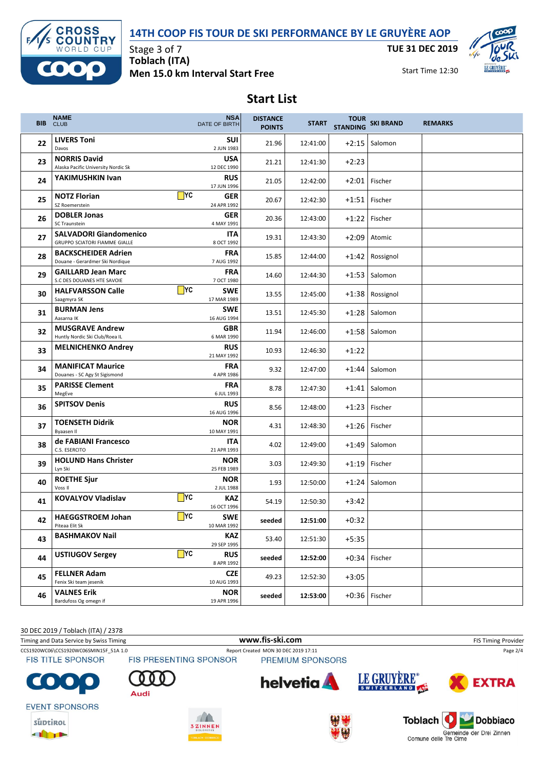# 14TH COOP FIS TOUR DE SKI PERFORMANCE BY LE GRUYÈRE AOP

Stage 3 of 7
**Toblach (ITA)**
**Men 15.0 km Interval Start Free**

**TUE 31 DEC 2019**
Start Time 12:30

## Start List

| BIB | NAME / CLUB | | NSA / DATE OF BIRTH | DISTANCE POINTS | START | TOUR STANDING | SKI BRAND | REMARKS |
|---|---|---|---|---|---|---|---|---|
| 22 | **LIVERS Toni** Davos | | SUI 2 JUN 1983 | 21.96 | 12:41:00 | +2:15 | Salomon | |
| 23 | **NORRIS David** Alaska Pacific University Nordic Sk | | USA 12 DEC 1990 | 21.21 | 12:41:30 | +2:23 | | |
| 24 | **YAKIMUSHKIN Ivan** | | RUS 17 JUN 1996 | 21.05 | 12:42:00 | +2:01 | Fischer | |
| 25 | **NOTZ Florian** SZ Roemerstein | YC | GER 24 APR 1992 | 20.67 | 12:42:30 | +1:51 | Fischer | |
| 26 | **DOBLER Jonas** SC Traunstein | | GER 4 MAY 1991 | 20.36 | 12:43:00 | +1:22 | Fischer | |
| 27 | **SALVADORI Giandomenico** GRUPPO SCIATORI FIAMME GIALLE | | ITA 8 OCT 1992 | 19.31 | 12:43:30 | +2:09 | Atomic | |
| 28 | **BACKSCHEIDER Adrien** Douane - Gerardmer Ski Nordique | | FRA 7 AUG 1992 | 15.85 | 12:44:00 | +1:42 | Rossignol | |
| 29 | **GAILLARD Jean Marc** S.C DES DOUANES HTE SAVOIE | | FRA 7 OCT 1980 | 14.60 | 12:44:30 | +1:53 | Salomon | |
| 30 | **HALFVARSSON Calle** Saagmyra SK | YC | SWE 17 MAR 1989 | 13.55 | 12:45:00 | +1:38 | Rossignol | |
| 31 | **BURMAN Jens** Aasarna IK | | SWE 16 AUG 1994 | 13.51 | 12:45:30 | +1:28 | Salomon | |
| 32 | **MUSGRAVE Andrew** Huntly Nordic Ski Club/Roea IL | | GBR 6 MAR 1990 | 11.94 | 12:46:00 | +1:58 | Salomon | |
| 33 | **MELNICHENKO Andrey** | | RUS 21 MAY 1992 | 10.93 | 12:46:30 | +1:22 | | |
| 34 | **MANIFICAT Maurice** Douanes - SC Agy St Sigismond | | FRA 4 APR 1986 | 9.32 | 12:47:00 | +1:44 | Salomon | |
| 35 | **PARISSE Clement** MegEve | | FRA 6 JUL 1993 | 8.78 | 12:47:30 | +1:41 | Salomon | |
| 36 | **SPITSOV Denis** | | RUS 16 AUG 1996 | 8.56 | 12:48:00 | +1:23 | Fischer | |
| 37 | **TOENSETH Didrik** Byaasen Il | | NOR 10 MAY 1991 | 4.31 | 12:48:30 | +1:26 | Fischer | |
| 38 | **de FABIANI Francesco** C.S. ESERCITO | | ITA 21 APR 1993 | 4.02 | 12:49:00 | +1:49 | Salomon | |
| 39 | **HOLUND Hans Christer** Lyn Ski | | NOR 25 FEB 1989 | 3.03 | 12:49:30 | +1:19 | Fischer | |
| 40 | **ROETHE Sjur** Voss Il | | NOR 2 JUL 1988 | 1.93 | 12:50:00 | +1:24 | Salomon | |
| 41 | **KOVALYOV Vladislav** | YC | KAZ 16 OCT 1996 | 54.19 | 12:50:30 | +3:42 | | |
| 42 | **HAEGGSTROEM Johan** Piteaa Elit Sk | YC | SWE 10 MAR 1992 | **seeded** | **12:51:00** | +0:32 | | |
| 43 | **BASHMAKOV Nail** | | KAZ 29 SEP 1995 | 53.40 | 12:51:30 | +5:35 | | |
| 44 | **USTIUGOV Sergey** | YC | RUS 8 APR 1992 | **seeded** | **12:52:00** | +0:34 | Fischer | |
| 45 | **FELLNER Adam** Fenix Ski team jesenik | | CZE 10 AUG 1993 | 49.23 | 12:52:30 | +3:05 | | |
| 46 | **VALNES Erik** Bardufoss Og omegn if | | NOR 19 APR 1996 | **seeded** | **12:53:00** | +0:36 | Fischer | |

30 DEC 2019 / Toblach (ITA) / 2378
Timing and Data Service by Swiss Timing — www.fis-ski.com — FIS Timing Provider
CCS1920WC06\CCS1920WC06SMIN15F_51A 1.0 — Report Created MON 30 DEC 2019 17:11

FIS TITLE SPONSOR: COOP — FIS PRESENTING SPONSOR: Audi — PREMIUM SPONSORS: helvetia, LE GRUYÈRE SWITZERLAND AOP, EXTRA
EVENT SPONSORS: Südtirol, 3 Zinnen Dolomites, Toblach Dobbiaco — Gemeinde der Drei Zinnen — Comune delle Tre Cime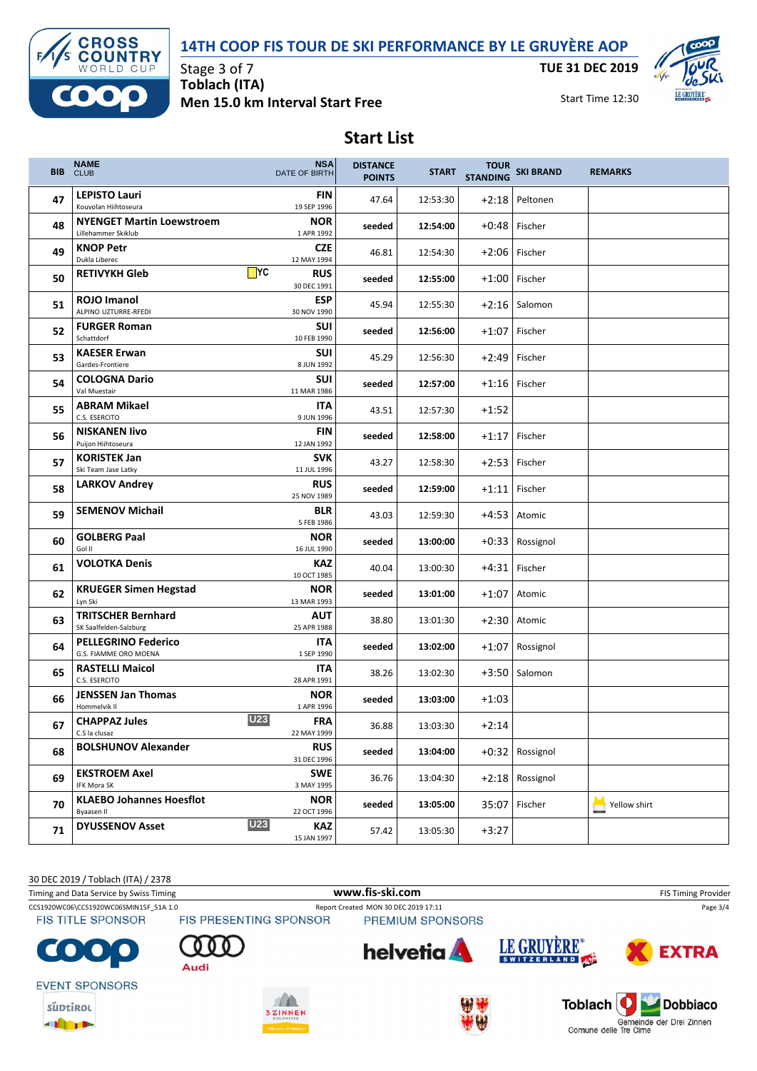# 14TH COOP FIS TOUR DE SKI PERFORMANCE BY LE GRUYÈRE AOP

Stage 3 of 7
**Toblach (ITA)**
**Men 15.0 km Interval Start Free**

**TUE 31 DEC 2019**
Start Time 12:30

## Start List

| BIB | NAME / CLUB | NSA / DATE OF BIRTH | DISTANCE POINTS | START | TOUR STANDING | SKI BRAND | REMARKS |
|---|---|---|---|---|---|---|---|
| 47 | **LEPISTO Lauri** Kouvolan Hiihtoseura | **FIN** 19 SEP 1996 | 47.64 | 12:53:30 | +2:18 | Peltonen | |
| 48 | **NYENGET Martin Loewstroem** Lillehammer Skiklub | **NOR** 1 APR 1992 | seeded | **12:54:00** | +0:48 | Fischer | |
| 49 | **KNOP Petr** Dukla Liberec | **CZE** 12 MAY 1994 | 46.81 | 12:54:30 | +2:06 | Fischer | |
| 50 | **RETIVYKH Gleb** YC | **RUS** 30 DEC 1991 | seeded | **12:55:00** | +1:00 | Fischer | |
| 51 | **ROJO Imanol** ALPINO UZTURRE-RFEDI | **ESP** 30 NOV 1990 | 45.94 | 12:55:30 | +2:16 | Salomon | |
| 52 | **FURGER Roman** Schattdorf | **SUI** 10 FEB 1990 | seeded | **12:56:00** | +1:07 | Fischer | |
| 53 | **KAESER Erwan** Gardes-Frontiere | **SUI** 8 JUN 1992 | 45.29 | 12:56:30 | +2:49 | Fischer | |
| 54 | **COLOGNA Dario** Val Muestair | **SUI** 11 MAR 1986 | seeded | **12:57:00** | +1:16 | Fischer | |
| 55 | **ABRAM Mikael** C.S. ESERCITO | **ITA** 9 JUN 1996 | 43.51 | 12:57:30 | +1:52 | | |
| 56 | **NISKANEN Iivo** Puijon Hiihtoseura | **FIN** 12 JAN 1992 | seeded | **12:58:00** | +1:17 | Fischer | |
| 57 | **KORISTEK Jan** Ski Team Jase Latky | **SVK** 11 JUL 1996 | 43.27 | 12:58:30 | +2:53 | Fischer | |
| 58 | **LARKOV Andrey** | **RUS** 25 NOV 1989 | seeded | **12:59:00** | +1:11 | Fischer | |
| 59 | **SEMENOV Michail** | **BLR** 5 FEB 1986 | 43.03 | 12:59:30 | +4:53 | Atomic | |
| 60 | **GOLBERG Paal** Gol Il | **NOR** 16 JUL 1990 | seeded | **13:00:00** | +0:33 | Rossignol | |
| 61 | **VOLOTKA Denis** | **KAZ** 10 OCT 1985 | 40.04 | 13:00:30 | +4:31 | Fischer | |
| 62 | **KRUEGER Simen Hegstad** Lyn Ski | **NOR** 13 MAR 1993 | seeded | **13:01:00** | +1:07 | Atomic | |
| 63 | **TRITSCHER Bernhard** SK Saalfelden-Salzburg | **AUT** 25 APR 1988 | 38.80 | 13:01:30 | +2:30 | Atomic | |
| 64 | **PELLEGRINO Federico** G.S. FIAMME ORO MOENA | **ITA** 1 SEP 1990 | seeded | **13:02:00** | +1:07 | Rossignol | |
| 65 | **RASTELLI Maicol** C.S. ESERCITO | **ITA** 28 APR 1991 | 38.26 | 13:02:30 | +3:50 | Salomon | |
| 66 | **JENSSEN Jan Thomas** Hommelvik Il | **NOR** 1 APR 1996 | seeded | **13:03:00** | +1:03 | | |
| 67 | **CHAPPAZ Jules** C.S la clusaz U23 | **FRA** 22 MAY 1999 | 36.88 | 13:03:30 | +2:14 | | |
| 68 | **BOLSHUNOV Alexander** | **RUS** 31 DEC 1996 | seeded | **13:04:00** | +0:32 | Rossignol | |
| 69 | **EKSTROEM Axel** IFK Mora SK | **SWE** 3 MAY 1995 | 36.76 | 13:04:30 | +2:18 | Rossignol | |
| 70 | **KLAEBO Johannes Hoesflot** Byaasen Il | **NOR** 22 OCT 1996 | seeded | **13:05:00** | 35:07 | Fischer | Yellow shirt |
| 71 | **DYUSSENOV Asset** U23 | **KAZ** 15 JAN 1997 | 57.42 | 13:05:30 | +3:27 | | |

30 DEC 2019 / Toblach (ITA) / 2378

Timing and Data Service by Swiss Timing — www.fis-ski.com — FIS Timing Provider

CCS1920WC06\CCS1920WC06SMIN15F_51A 1.0 — Report Created MON 30 DEC 2019 17:11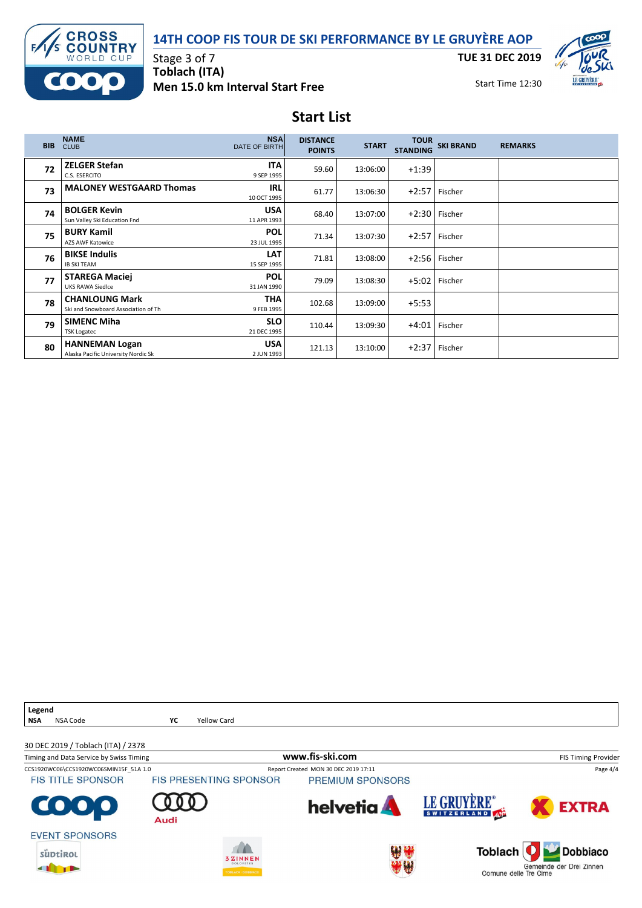# 14TH COOP FIS TOUR DE SKI PERFORMANCE BY LE GRUYÈRE AOP

Stage 3 of 7
**Toblach (ITA)**
**Men 15.0 km Interval Start Free**

**TUE 31 DEC 2019**

Start Time 12:30

## Start List

| BIB | NAME / CLUB | NSA / DATE OF BIRTH | DISTANCE POINTS | START | TOUR STANDING | SKI BRAND | REMARKS |
|---|---|---|---|---|---|---|---|
| 72 | **ZELGER Stefan** C.S. ESERCITO | **ITA** 9 SEP 1995 | 59.60 | 13:06:00 | +1:39 | | |
| 73 | **MALONEY WESTGAARD Thomas** | **IRL** 10 OCT 1995 | 61.77 | 13:06:30 | +2:57 | Fischer | |
| 74 | **BOLGER Kevin** Sun Valley Ski Education Fnd | **USA** 11 APR 1993 | 68.40 | 13:07:00 | +2:30 | Fischer | |
| 75 | **BURY Kamil** AZS AWF Katowice | **POL** 23 JUL 1995 | 71.34 | 13:07:30 | +2:57 | Fischer | |
| 76 | **BIKSE Indulis** IB SKI TEAM | **LAT** 15 SEP 1995 | 71.81 | 13:08:00 | +2:56 | Fischer | |
| 77 | **STAREGA Maciej** UKS RAWA Siedlce | **POL** 31 JAN 1990 | 79.09 | 13:08:30 | +5:02 | Fischer | |
| 78 | **CHANLOUNG Mark** Ski and Snowboard Association of Th | **THA** 9 FEB 1995 | 102.68 | 13:09:00 | +5:53 | | |
| 79 | **SIMENC Miha** TSK Logatec | **SLO** 21 DEC 1995 | 110.44 | 13:09:30 | +4:01 | Fischer | |
| 80 | **HANNEMAN Logan** Alaska Pacific University Nordic Sk | **USA** 2 JUN 1993 | 121.13 | 13:10:00 | +2:37 | Fischer | |

**Legend**

| | | | |
|---|---|---|---|
| **NSA** | NSA Code | **YC** | Yellow Card |

30 DEC 2019 / Toblach (ITA) / 2378

Timing and Data Service by Swiss Timing — www.fis-ski.com — FIS Timing Provider

CCS1920WC06\CCS1920WC06SMIN15F_51A 1.0 — Report Created MON 30 DEC 2019 17:11

FIS TITLE SPONSOR: coop — FIS PRESENTING SPONSOR: Audi — PREMIUM SPONSORS: helvetia, LE GRUYÈRE SWITZERLAND AOP, EXTRA

EVENT SPONSORS: Südtirol, 3 Zinnen Dolomites, Toblach Dobbiaco Gemeinde der Drei Zinnen Comune delle Tre Cime